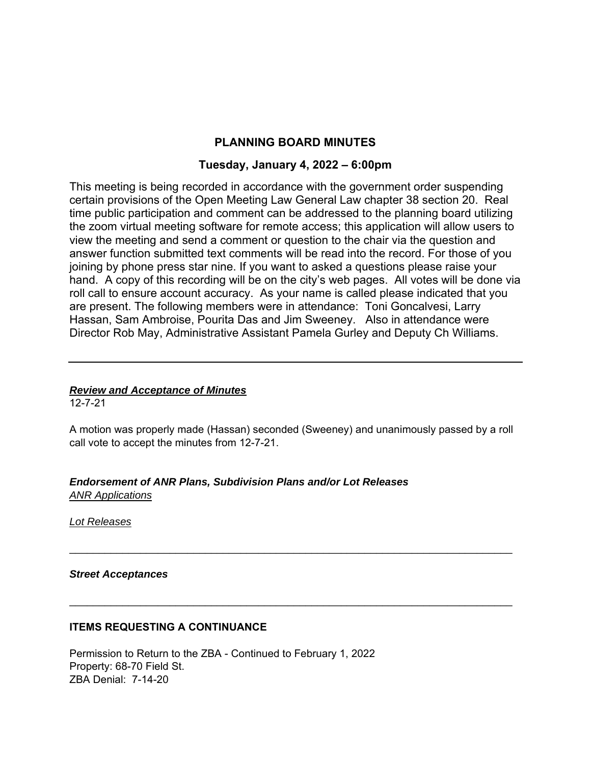# PLANNING BOARD MINUTES

## Tuesday, January 4, 2022 – 6:00pm

This meeting is being recorded in accordance with the government order suspending certain provisions of the Open Meeting Law General Law chapter 38 section 20. Real time public participation and comment can be addressed to the planning board utilizing the zoom virtual meeting software for remote access; this application will allow users to view the meeting and send a comment or question to the chair via the question and answer function submitted text comments will be read into the record. For those of you joining by phone press star nine. If you want to asked a questions please raise your hand. A copy of this recording will be on the city's web pages. All votes will be done via roll call to ensure account accuracy. As your name is called please indicated that you are present. The following members were in attendance: Toni Goncalvesi, Larry Hassan, Sam Ambroise, Pourita Das and Jim Sweeney. Also in attendance were Director Rob May, Administrative Assistant Pamela Gurley and Deputy Ch Williams.

---

***<u>Review and Acceptance of Minutes</u>***

12-7-21

A motion was properly made (Hassan) seconded (Sweeney) and unanimously passed by a roll call vote to accept the minutes from 12-7-21.

***Endorsement of ANR Plans, Subdivision Plans and/or Lot Releases***

*<u>ANR Applications</u>*

*<u>Lot Releases</u>*

---

***Street Acceptances***

---

**ITEMS REQUESTING A CONTINUANCE**

Permission to Return to the ZBA - Continued to February 1, 2022
Property: 68-70 Field St.
ZBA Denial: 7-14-20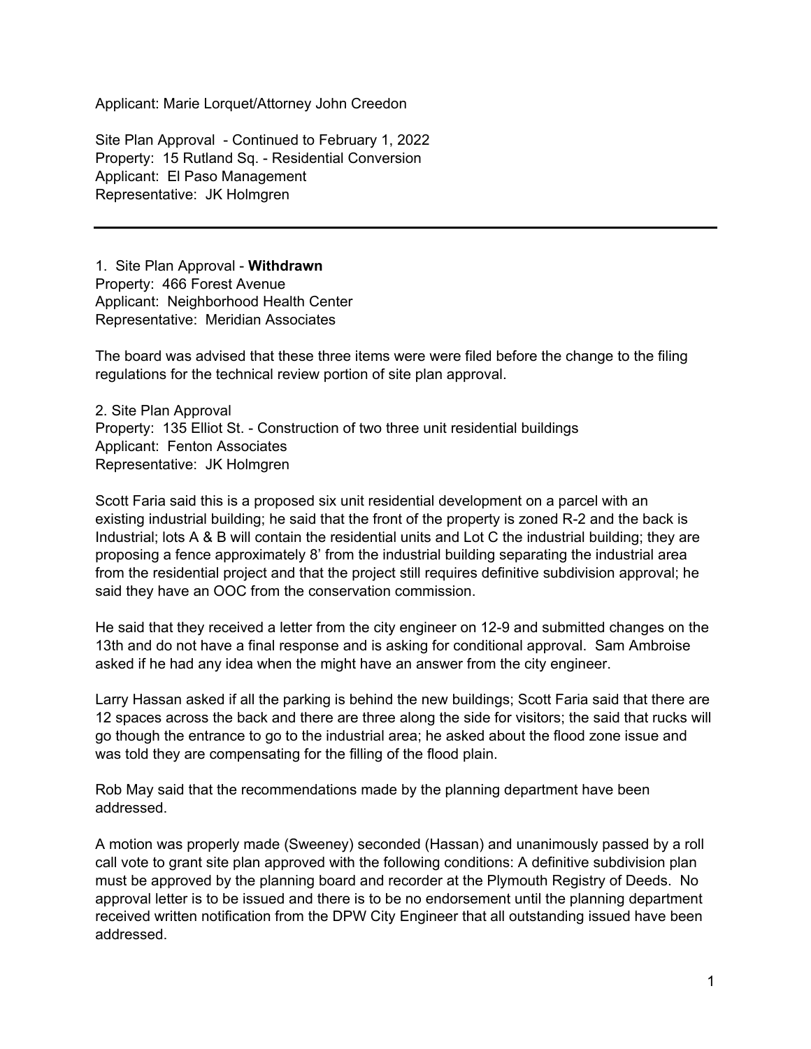Applicant: Marie Lorquet/Attorney John Creedon

Site Plan Approval - Continued to February 1, 2022
Property: 15 Rutland Sq. - Residential Conversion
Applicant: El Paso Management
Representative: JK Holmgren

---

1. Site Plan Approval - **Withdrawn**
Property: 466 Forest Avenue
Applicant: Neighborhood Health Center
Representative: Meridian Associates

The board was advised that these three items were were filed before the change to the filing regulations for the technical review portion of site plan approval.

2. Site Plan Approval
Property: 135 Elliot St. - Construction of two three unit residential buildings
Applicant: Fenton Associates
Representative: JK Holmgren

Scott Faria said this is a proposed six unit residential development on a parcel with an existing industrial building; he said that the front of the property is zoned R-2 and the back is Industrial; lots A & B will contain the residential units and Lot C the industrial building; they are proposing a fence approximately 8' from the industrial building separating the industrial area from the residential project and that the project still requires definitive subdivision approval; he said they have an OOC from the conservation commission.

He said that they received a letter from the city engineer on 12-9 and submitted changes on the 13th and do not have a final response and is asking for conditional approval. Sam Ambroise asked if he had any idea when the might have an answer from the city engineer.

Larry Hassan asked if all the parking is behind the new buildings; Scott Faria said that there are 12 spaces across the back and there are three along the side for visitors; the said that rucks will go though the entrance to go to the industrial area; he asked about the flood zone issue and was told they are compensating for the filling of the flood plain.

Rob May said that the recommendations made by the planning department have been addressed.

A motion was properly made (Sweeney) seconded (Hassan) and unanimously passed by a roll call vote to grant site plan approved with the following conditions: A definitive subdivision plan must be approved by the planning board and recorder at the Plymouth Registry of Deeds. No approval letter is to be issued and there is to be no endorsement until the planning department received written notification from the DPW City Engineer that all outstanding issued have been addressed.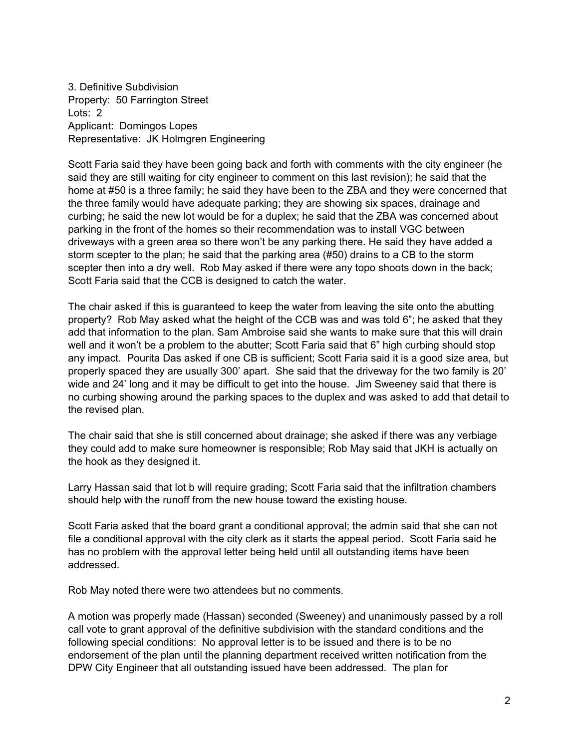3. Definitive Subdivision
Property: 50 Farrington Street
Lots: 2
Applicant: Domingos Lopes
Representative: JK Holmgren Engineering

Scott Faria said they have been going back and forth with comments with the city engineer (he said they are still waiting for city engineer to comment on this last revision); he said that the home at #50 is a three family; he said they have been to the ZBA and they were concerned that the three family would have adequate parking; they are showing six spaces, drainage and curbing; he said the new lot would be for a duplex; he said that the ZBA was concerned about parking in the front of the homes so their recommendation was to install VGC between driveways with a green area so there won't be any parking there. He said they have added a storm scepter to the plan; he said that the parking area (#50) drains to a CB to the storm scepter then into a dry well. Rob May asked if there were any topo shoots down in the back; Scott Faria said that the CCB is designed to catch the water.

The chair asked if this is guaranteed to keep the water from leaving the site onto the abutting property? Rob May asked what the height of the CCB was and was told 6"; he asked that they add that information to the plan. Sam Ambroise said she wants to make sure that this will drain well and it won't be a problem to the abutter; Scott Faria said that 6" high curbing should stop any impact. Pourita Das asked if one CB is sufficient; Scott Faria said it is a good size area, but properly spaced they are usually 300' apart. She said that the driveway for the two family is 20' wide and 24' long and it may be difficult to get into the house. Jim Sweeney said that there is no curbing showing around the parking spaces to the duplex and was asked to add that detail to the revised plan.

The chair said that she is still concerned about drainage; she asked if there was any verbiage they could add to make sure homeowner is responsible; Rob May said that JKH is actually on the hook as they designed it.

Larry Hassan said that lot b will require grading; Scott Faria said that the infiltration chambers should help with the runoff from the new house toward the existing house.

Scott Faria asked that the board grant a conditional approval; the admin said that she can not file a conditional approval with the city clerk as it starts the appeal period. Scott Faria said he has no problem with the approval letter being held until all outstanding items have been addressed.

Rob May noted there were two attendees but no comments.

A motion was properly made (Hassan) seconded (Sweeney) and unanimously passed by a roll call vote to grant approval of the definitive subdivision with the standard conditions and the following special conditions: No approval letter is to be issued and there is to be no endorsement of the plan until the planning department received written notification from the DPW City Engineer that all outstanding issued have been addressed. The plan for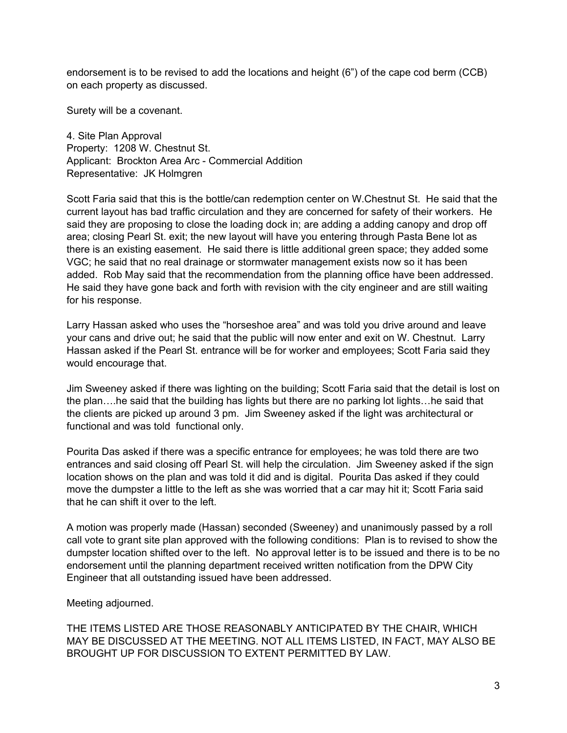endorsement is to be revised to add the locations and height (6") of the cape cod berm (CCB) on each property as discussed.

Surety will be a covenant.

4. Site Plan Approval
Property: 1208 W. Chestnut St.
Applicant: Brockton Area Arc - Commercial Addition
Representative: JK Holmgren

Scott Faria said that this is the bottle/can redemption center on W.Chestnut St. He said that the current layout has bad traffic circulation and they are concerned for safety of their workers. He said they are proposing to close the loading dock in; are adding a adding canopy and drop off area; closing Pearl St. exit; the new layout will have you entering through Pasta Bene lot as there is an existing easement. He said there is little additional green space; they added some VGC; he said that no real drainage or stormwater management exists now so it has been added. Rob May said that the recommendation from the planning office have been addressed. He said they have gone back and forth with revision with the city engineer and are still waiting for his response.

Larry Hassan asked who uses the "horseshoe area" and was told you drive around and leave your cans and drive out; he said that the public will now enter and exit on W. Chestnut. Larry Hassan asked if the Pearl St. entrance will be for worker and employees; Scott Faria said they would encourage that.

Jim Sweeney asked if there was lighting on the building; Scott Faria said that the detail is lost on the plan….he said that the building has lights but there are no parking lot lights…he said that the clients are picked up around 3 pm. Jim Sweeney asked if the light was architectural or functional and was told functional only.

Pourita Das asked if there was a specific entrance for employees; he was told there are two entrances and said closing off Pearl St. will help the circulation. Jim Sweeney asked if the sign location shows on the plan and was told it did and is digital. Pourita Das asked if they could move the dumpster a little to the left as she was worried that a car may hit it; Scott Faria said that he can shift it over to the left.

A motion was properly made (Hassan) seconded (Sweeney) and unanimously passed by a roll call vote to grant site plan approved with the following conditions: Plan is to revised to show the dumpster location shifted over to the left. No approval letter is to be issued and there is to be no endorsement until the planning department received written notification from the DPW City Engineer that all outstanding issued have been addressed.

Meeting adjourned.

THE ITEMS LISTED ARE THOSE REASONABLY ANTICIPATED BY THE CHAIR, WHICH MAY BE DISCUSSED AT THE MEETING. NOT ALL ITEMS LISTED, IN FACT, MAY ALSO BE BROUGHT UP FOR DISCUSSION TO EXTENT PERMITTED BY LAW.